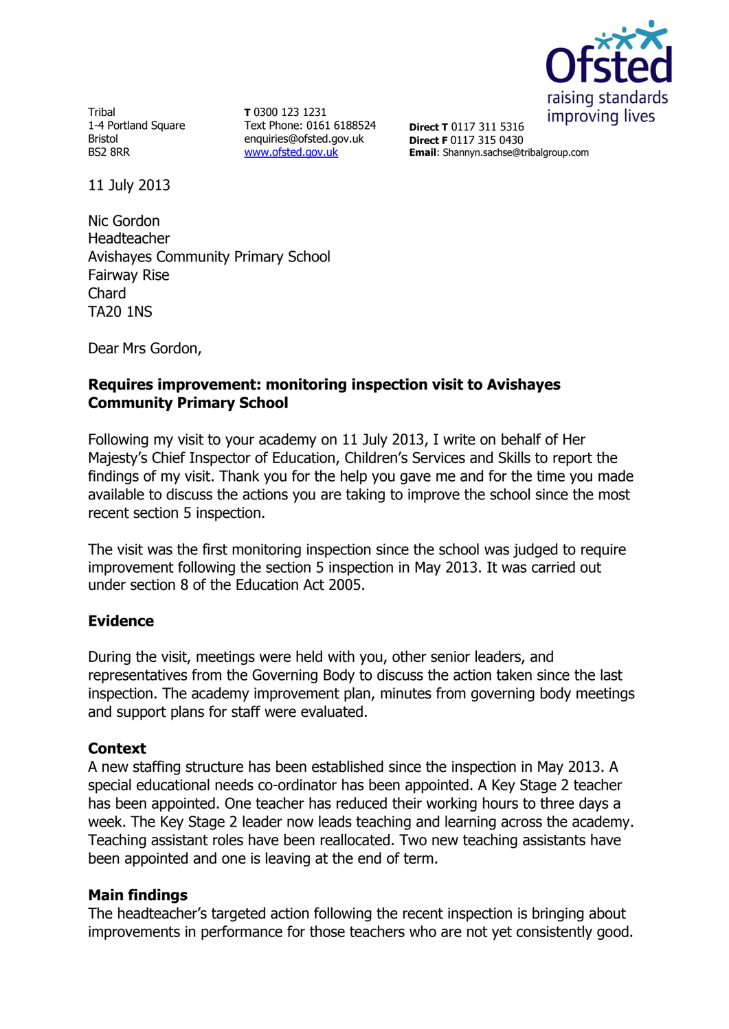Tribal
1-4 Portland Square
Bristol
BS2 8RR

**T** 0300 123 1231
Text Phone: 0161 6188524
enquiries@ofsted.gov.uk
www.ofsted.gov.uk

**Direct T** 0117 311 5316
**Direct F** 0117 315 0430
**Email**: Shannyn.sachse@tribalgroup.com

Ofsted
raising standards
improving lives

11 July 2013

Nic Gordon
Headteacher
Avishayes Community Primary School
Fairway Rise
Chard
TA20 1NS

Dear Mrs Gordon,

**Requires improvement: monitoring inspection visit to Avishayes Community Primary School**

Following my visit to your academy on 11 July 2013, I write on behalf of Her Majesty's Chief Inspector of Education, Children's Services and Skills to report the findings of my visit. Thank you for the help you gave me and for the time you made available to discuss the actions you are taking to improve the school since the most recent section 5 inspection.

The visit was the first monitoring inspection since the school was judged to require improvement following the section 5 inspection in May 2013. It was carried out under section 8 of the Education Act 2005.

## Evidence

During the visit, meetings were held with you, other senior leaders, and representatives from the Governing Body to discuss the action taken since the last inspection. The academy improvement plan, minutes from governing body meetings and support plans for staff were evaluated.

## Context

A new staffing structure has been established since the inspection in May 2013. A special educational needs co-ordinator has been appointed. A Key Stage 2 teacher has been appointed. One teacher has reduced their working hours to three days a week. The Key Stage 2 leader now leads teaching and learning across the academy. Teaching assistant roles have been reallocated. Two new teaching assistants have been appointed and one is leaving at the end of term.

## Main findings

The headteacher's targeted action following the recent inspection is bringing about improvements in performance for those teachers who are not yet consistently good.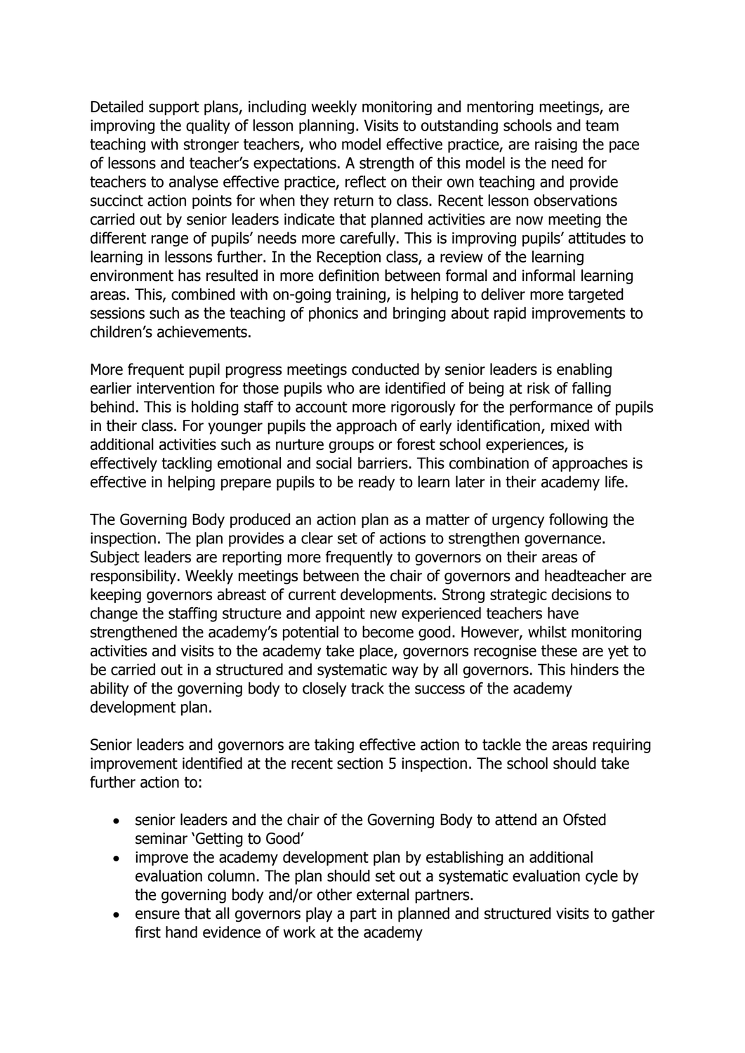Detailed support plans, including weekly monitoring and mentoring meetings, are improving the quality of lesson planning. Visits to outstanding schools and team teaching with stronger teachers, who model effective practice, are raising the pace of lessons and teacher's expectations. A strength of this model is the need for teachers to analyse effective practice, reflect on their own teaching and provide succinct action points for when they return to class. Recent lesson observations carried out by senior leaders indicate that planned activities are now meeting the different range of pupils' needs more carefully. This is improving pupils' attitudes to learning in lessons further. In the Reception class, a review of the learning environment has resulted in more definition between formal and informal learning areas. This, combined with on-going training, is helping to deliver more targeted sessions such as the teaching of phonics and bringing about rapid improvements to children's achievements.

More frequent pupil progress meetings conducted by senior leaders is enabling earlier intervention for those pupils who are identified of being at risk of falling behind. This is holding staff to account more rigorously for the performance of pupils in their class. For younger pupils the approach of early identification, mixed with additional activities such as nurture groups or forest school experiences, is effectively tackling emotional and social barriers. This combination of approaches is effective in helping prepare pupils to be ready to learn later in their academy life.

The Governing Body produced an action plan as a matter of urgency following the inspection. The plan provides a clear set of actions to strengthen governance. Subject leaders are reporting more frequently to governors on their areas of responsibility. Weekly meetings between the chair of governors and headteacher are keeping governors abreast of current developments. Strong strategic decisions to change the staffing structure and appoint new experienced teachers have strengthened the academy's potential to become good. However, whilst monitoring activities and visits to the academy take place, governors recognise these are yet to be carried out in a structured and systematic way by all governors. This hinders the ability of the governing body to closely track the success of the academy development plan.

Senior leaders and governors are taking effective action to tackle the areas requiring improvement identified at the recent section 5 inspection. The school should take further action to:

- senior leaders and the chair of the Governing Body to attend an Ofsted seminar 'Getting to Good'
- improve the academy development plan by establishing an additional evaluation column. The plan should set out a systematic evaluation cycle by the governing body and/or other external partners.
- ensure that all governors play a part in planned and structured visits to gather first hand evidence of work at the academy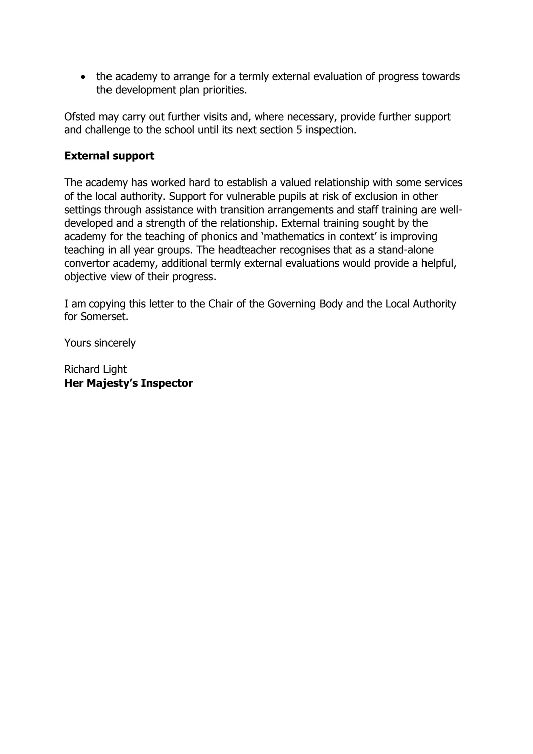- the academy to arrange for a termly external evaluation of progress towards the development plan priorities.

Ofsted may carry out further visits and, where necessary, provide further support and challenge to the school until its next section 5 inspection.

**External support**

The academy has worked hard to establish a valued relationship with some services of the local authority. Support for vulnerable pupils at risk of exclusion in other settings through assistance with transition arrangements and staff training are well-developed and a strength of the relationship. External training sought by the academy for the teaching of phonics and 'mathematics in context' is improving teaching in all year groups. The headteacher recognises that as a stand-alone convertor academy, additional termly external evaluations would provide a helpful, objective view of their progress.

I am copying this letter to the Chair of the Governing Body and the Local Authority for Somerset.

Yours sincerely

Richard Light
**Her Majesty's Inspector**